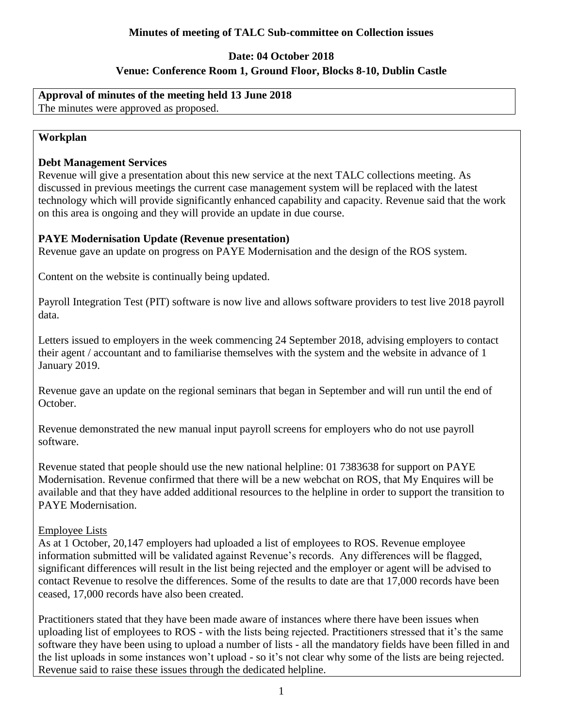# Minutes of meeting of TALC Sub-committee on Collection issues

**Date: 04 October 2018**

**Venue: Conference Room 1, Ground Floor, Blocks 8-10, Dublin Castle**

**Approval of minutes of the meeting held 13 June 2018**

The minutes were approved as proposed.

## Workplan

### Debt Management Services

Revenue will give a presentation about this new service at the next TALC collections meeting. As discussed in previous meetings the current case management system will be replaced with the latest technology which will provide significantly enhanced capability and capacity. Revenue said that the work on this area is ongoing and they will provide an update in due course.

### PAYE Modernisation Update (Revenue presentation)

Revenue gave an update on progress on PAYE Modernisation and the design of the ROS system.

Content on the website is continually being updated.

Payroll Integration Test (PIT) software is now live and allows software providers to test live 2018 payroll data.

Letters issued to employers in the week commencing 24 September 2018, advising employers to contact their agent / accountant and to familiarise themselves with the system and the website in advance of 1 January 2019.

Revenue gave an update on the regional seminars that began in September and will run until the end of October.

Revenue demonstrated the new manual input payroll screens for employers who do not use payroll software.

Revenue stated that people should use the new national helpline: 01 7383638 for support on PAYE Modernisation. Revenue confirmed that there will be a new webchat on ROS, that My Enquires will be available and that they have added additional resources to the helpline in order to support the transition to PAYE Modernisation.

Employee Lists

As at 1 October, 20,147 employers had uploaded a list of employees to ROS. Revenue employee information submitted will be validated against Revenue's records. Any differences will be flagged, significant differences will result in the list being rejected and the employer or agent will be advised to contact Revenue to resolve the differences. Some of the results to date are that 17,000 records have been ceased, 17,000 records have also been created.

Practitioners stated that they have been made aware of instances where there have been issues when uploading list of employees to ROS - with the lists being rejected. Practitioners stressed that it's the same software they have been using to upload a number of lists - all the mandatory fields have been filled in and the list uploads in some instances won't upload - so it's not clear why some of the lists are being rejected. Revenue said to raise these issues through the dedicated helpline.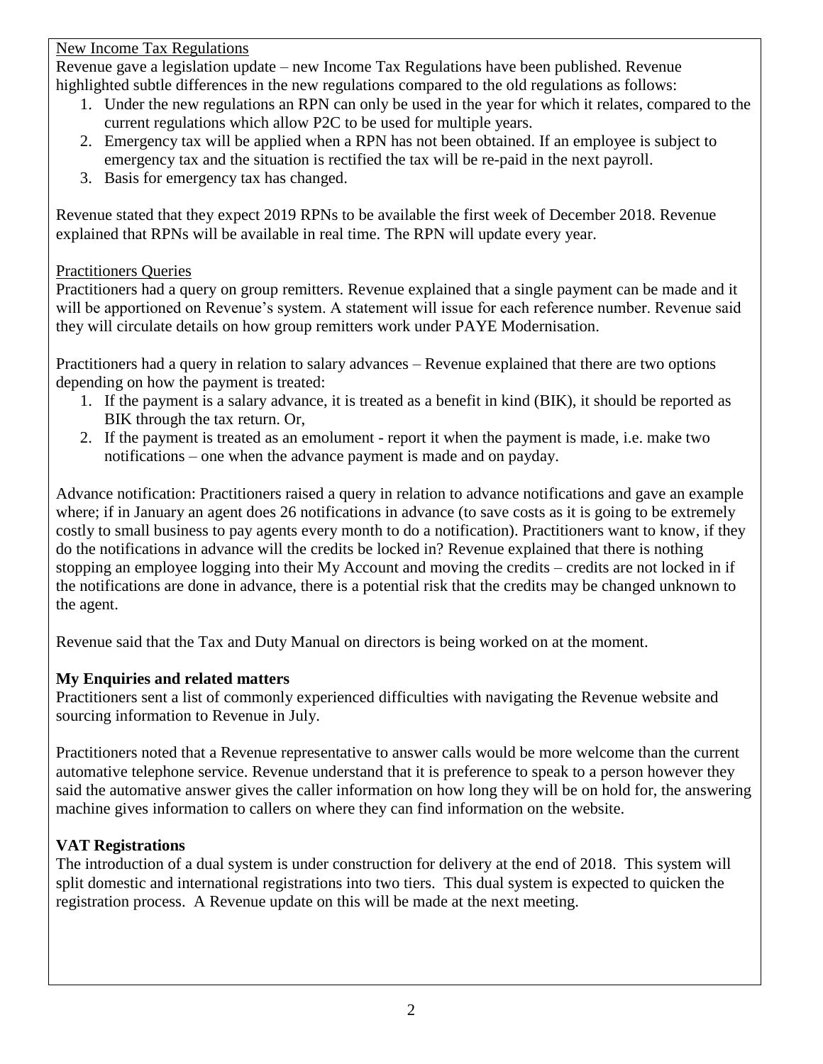New Income Tax Regulations

Revenue gave a legislation update – new Income Tax Regulations have been published. Revenue highlighted subtle differences in the new regulations compared to the old regulations as follows:

1. Under the new regulations an RPN can only be used in the year for which it relates, compared to the current regulations which allow P2C to be used for multiple years.
2. Emergency tax will be applied when a RPN has not been obtained. If an employee is subject to emergency tax and the situation is rectified the tax will be re-paid in the next payroll.
3. Basis for emergency tax has changed.

Revenue stated that they expect 2019 RPNs to be available the first week of December 2018. Revenue explained that RPNs will be available in real time. The RPN will update every year.

Practitioners Queries

Practitioners had a query on group remitters. Revenue explained that a single payment can be made and it will be apportioned on Revenue's system. A statement will issue for each reference number. Revenue said they will circulate details on how group remitters work under PAYE Modernisation.

Practitioners had a query in relation to salary advances – Revenue explained that there are two options depending on how the payment is treated:

1. If the payment is a salary advance, it is treated as a benefit in kind (BIK), it should be reported as BIK through the tax return. Or,
2. If the payment is treated as an emolument - report it when the payment is made, i.e. make two notifications – one when the advance payment is made and on payday.

Advance notification: Practitioners raised a query in relation to advance notifications and gave an example where; if in January an agent does 26 notifications in advance (to save costs as it is going to be extremely costly to small business to pay agents every month to do a notification). Practitioners want to know, if they do the notifications in advance will the credits be locked in? Revenue explained that there is nothing stopping an employee logging into their My Account and moving the credits – credits are not locked in if the notifications are done in advance, there is a potential risk that the credits may be changed unknown to the agent.

Revenue said that the Tax and Duty Manual on directors is being worked on at the moment.

**My Enquiries and related matters**

Practitioners sent a list of commonly experienced difficulties with navigating the Revenue website and sourcing information to Revenue in July.

Practitioners noted that a Revenue representative to answer calls would be more welcome than the current automative telephone service. Revenue understand that it is preference to speak to a person however they said the automative answer gives the caller information on how long they will be on hold for, the answering machine gives information to callers on where they can find information on the website.

**VAT Registrations**

The introduction of a dual system is under construction for delivery at the end of 2018. This system will split domestic and international registrations into two tiers. This dual system is expected to quicken the registration process. A Revenue update on this will be made at the next meeting.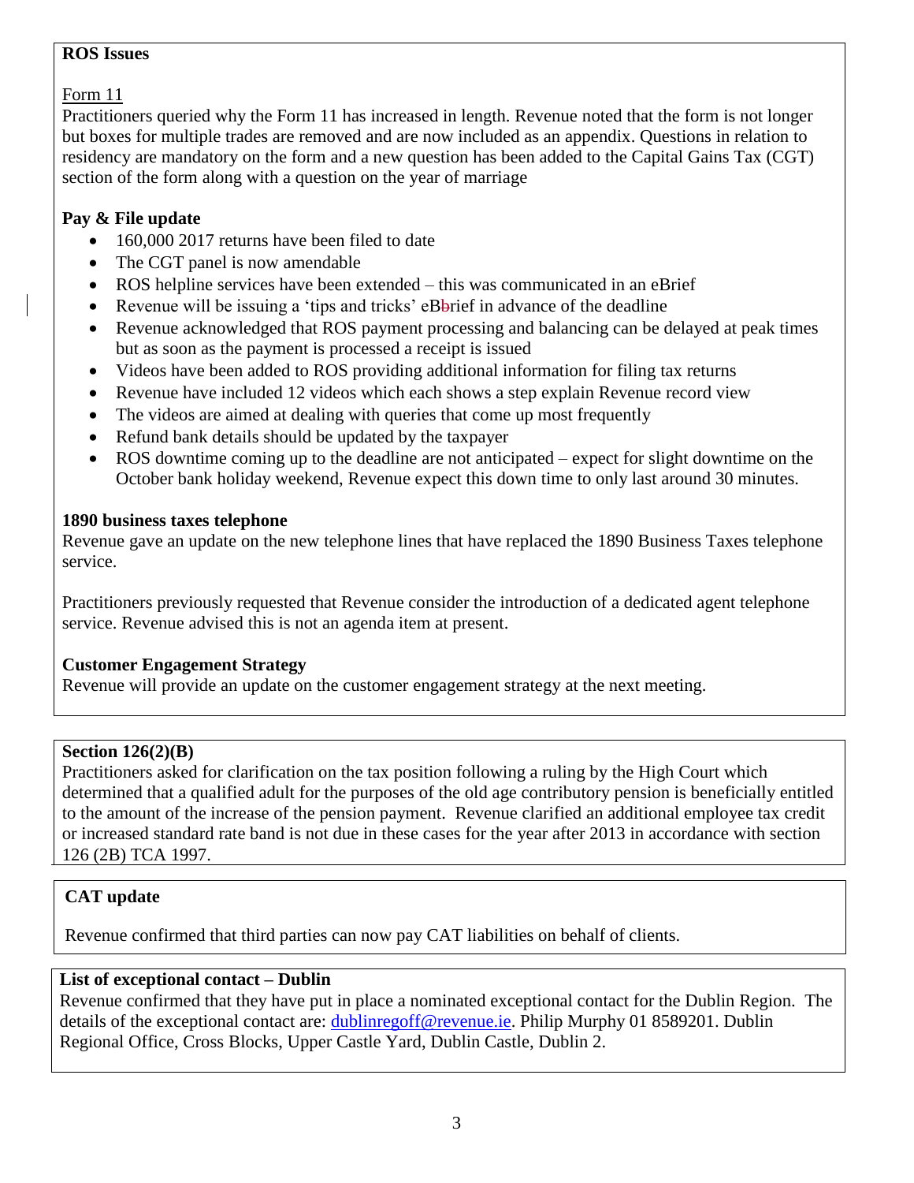**ROS Issues**

Form 11

Practitioners queried why the Form 11 has increased in length. Revenue noted that the form is not longer but boxes for multiple trades are removed and are now included as an appendix. Questions in relation to residency are mandatory on the form and a new question has been added to the Capital Gains Tax (CGT) section of the form along with a question on the year of marriage

**Pay & File update**

- 160,000 2017 returns have been filed to date
- The CGT panel is now amendable
- ROS helpline services have been extended – this was communicated in an eBrief
- Revenue will be issuing a 'tips and tricks' eBrief in advance of the deadline
- Revenue acknowledged that ROS payment processing and balancing can be delayed at peak times but as soon as the payment is processed a receipt is issued
- Videos have been added to ROS providing additional information for filing tax returns
- Revenue have included 12 videos which each shows a step explain Revenue record view
- The videos are aimed at dealing with queries that come up most frequently
- Refund bank details should be updated by the taxpayer
- ROS downtime coming up to the deadline are not anticipated – expect for slight downtime on the October bank holiday weekend, Revenue expect this down time to only last around 30 minutes.

**1890 business taxes telephone**

Revenue gave an update on the new telephone lines that have replaced the 1890 Business Taxes telephone service.

Practitioners previously requested that Revenue consider the introduction of a dedicated agent telephone service. Revenue advised this is not an agenda item at present.

**Customer Engagement Strategy**

Revenue will provide an update on the customer engagement strategy at the next meeting.

**Section 126(2)(B)**

Practitioners asked for clarification on the tax position following a ruling by the High Court which determined that a qualified adult for the purposes of the old age contributory pension is beneficially entitled to the amount of the increase of the pension payment. Revenue clarified an additional employee tax credit or increased standard rate band is not due in these cases for the year after 2013 in accordance with section 126 (2B) TCA 1997.

**CAT update**

Revenue confirmed that third parties can now pay CAT liabilities on behalf of clients.

**List of exceptional contact – Dublin**

Revenue confirmed that they have put in place a nominated exceptional contact for the Dublin Region. The details of the exceptional contact are: dublinregoff@revenue.ie. Philip Murphy 01 8589201. Dublin Regional Office, Cross Blocks, Upper Castle Yard, Dublin Castle, Dublin 2.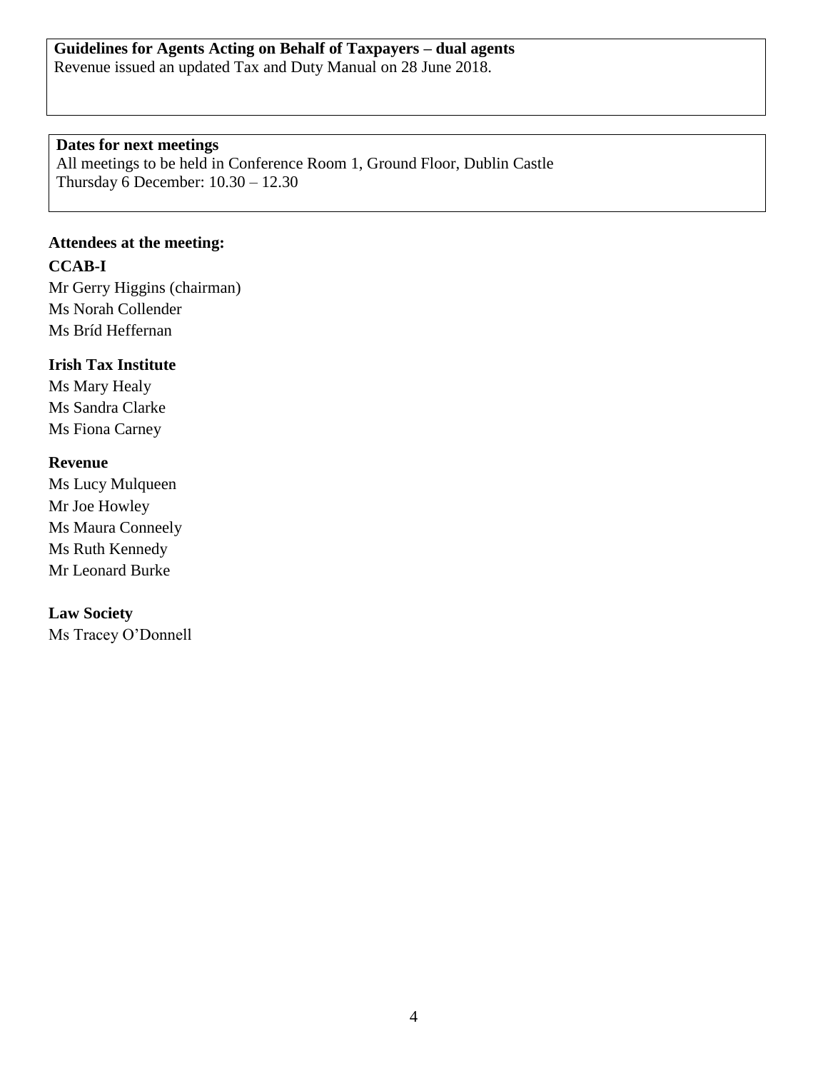**Guidelines for Agents Acting on Behalf of Taxpayers – dual agents**
Revenue issued an updated Tax and Duty Manual on 28 June 2018.

**Dates for next meetings**
All meetings to be held in Conference Room 1, Ground Floor, Dublin Castle
Thursday 6 December: 10.30 – 12.30

**Attendees at the meeting:**

**CCAB-I**
Mr Gerry Higgins (chairman)
Ms Norah Collender
Ms Bríd Heffernan

**Irish Tax Institute**
Ms Mary Healy
Ms Sandra Clarke
Ms Fiona Carney

**Revenue**
Ms Lucy Mulqueen
Mr Joe Howley
Ms Maura Conneely
Ms Ruth Kennedy
Mr Leonard Burke

**Law Society**
Ms Tracey O'Donnell